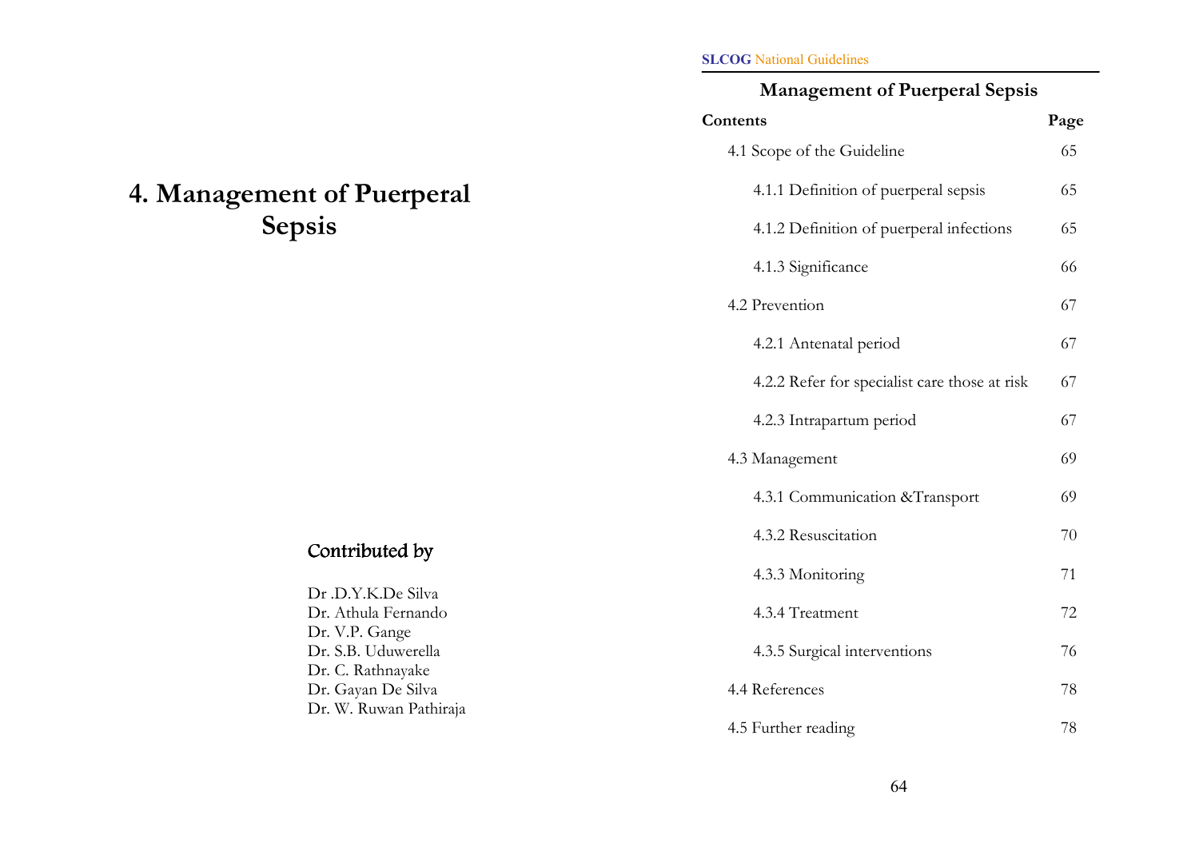# 4. Management of Puerperal Sepsis

## Contributed by

Dr .D.Y.K.De Silva
Dr. Athula Fernando
Dr. V.P. Gange
Dr. S.B. Uduwerella
Dr. C. Rathnayake
Dr. Gayan De Silva
Dr. W. Ruwan Pathiraja

## Management of Puerperal Sepsis

| Contents | Page |
|---|---|
| 4.1 Scope of the Guideline | 65 |
| 4.1.1 Definition of puerperal sepsis | 65 |
| 4.1.2 Definition of puerperal infections | 65 |
| 4.1.3 Significance | 66 |
| 4.2 Prevention | 67 |
| 4.2.1 Antenatal period | 67 |
| 4.2.2 Refer for specialist care those at risk | 67 |
| 4.2.3 Intrapartum period | 67 |
| 4.3 Management | 69 |
| 4.3.1 Communication &Transport | 69 |
| 4.3.2 Resuscitation | 70 |
| 4.3.3 Monitoring | 71 |
| 4.3.4 Treatment | 72 |
| 4.3.5 Surgical interventions | 76 |
| 4.4 References | 78 |
| 4.5 Further reading | 78 |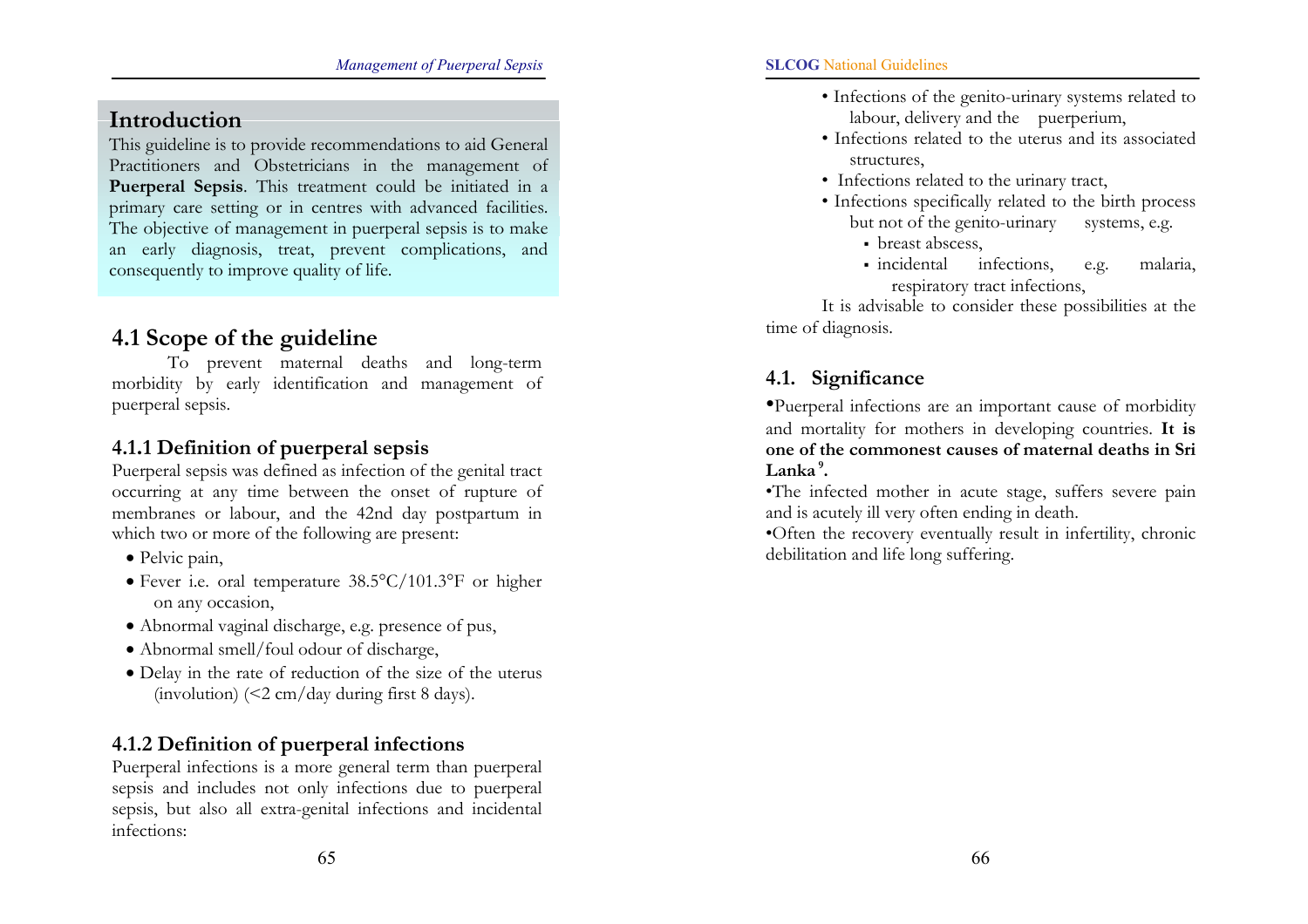## Introduction

This guideline is to provide recommendations to aid General Practitioners and Obstetricians in the management of **Puerperal Sepsis**. This treatment could be initiated in a primary care setting or in centres with advanced facilities. The objective of management in puerperal sepsis is to make an early diagnosis, treat, prevent complications, and consequently to improve quality of life.

## 4.1 Scope of the guideline

To prevent maternal deaths and long-term morbidity by early identification and management of puerperal sepsis.

### 4.1.1 Definition of puerperal sepsis

Puerperal sepsis was defined as infection of the genital tract occurring at any time between the onset of rupture of membranes or labour, and the 42nd day postpartum in which two or more of the following are present:

- Pelvic pain,
- Fever i.e. oral temperature 38.5°C/101.3°F or higher on any occasion,
- Abnormal vaginal discharge, e.g. presence of pus,
- Abnormal smell/foul odour of discharge,
- Delay in the rate of reduction of the size of the uterus (involution) (<2 cm/day during first 8 days).

### 4.1.2 Definition of puerperal infections

Puerperal infections is a more general term than puerperal sepsis and includes not only infections due to puerperal sepsis, but also all extra-genital infections and incidental infections:

- Infections of the genito-urinary systems related to labour, delivery and the puerperium,
- Infections related to the uterus and its associated structures,
- Infections related to the urinary tract,
- Infections specifically related to the birth process but not of the genito-urinary systems, e.g.
  - breast abscess,
  - incidental infections, e.g. malaria, respiratory tract infections,

It is advisable to consider these possibilities at the time of diagnosis.

## 4.1. Significance

- Puerperal infections are an important cause of morbidity and mortality for mothers in developing countries. **It is one of the commonest causes of maternal deaths in Sri Lanka[9].**
- The infected mother in acute stage, suffers severe pain and is acutely ill very often ending in death.
- Often the recovery eventually result in infertility, chronic debilitation and life long suffering.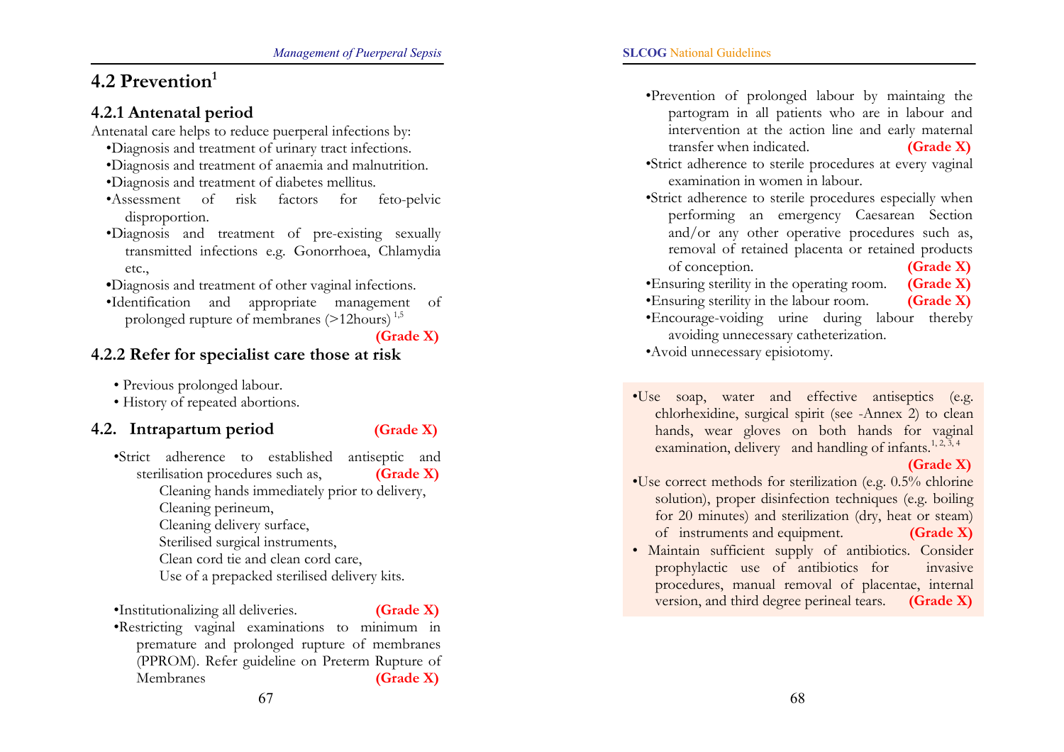## 4.2 Prevention[1]

### 4.2.1 Antenatal period

Antenatal care helps to reduce puerperal infections by:

- Diagnosis and treatment of urinary tract infections.
- Diagnosis and treatment of anaemia and malnutrition.
- Diagnosis and treatment of diabetes mellitus.
- Assessment of risk factors for feto-pelvic disproportion.
- Diagnosis and treatment of pre-existing sexually transmitted infections e.g. Gonorrhoea, Chlamydia etc.,
- Diagnosis and treatment of other vaginal infections.
- Identification and appropriate management of prolonged rupture of membranes (>12hours) [1,5] **(Grade X)**

### 4.2.2 Refer for specialist care those at risk

- Previous prolonged labour.
- History of repeated abortions.

### 4.2. Intrapartum period **(Grade X)**

- Strict adherence to established antiseptic and sterilisation procedures such as, **(Grade X)**
  - Cleaning hands immediately prior to delivery,
  - Cleaning perineum,
  - Cleaning delivery surface,
  - Sterilised surgical instruments,
  - Clean cord tie and clean cord care,
  - Use of a prepacked sterilised delivery kits.

- Institutionalizing all deliveries. **(Grade X)**
- Restricting vaginal examinations to minimum in premature and prolonged rupture of membranes (PPROM). Refer guideline on Preterm Rupture of Membranes **(Grade X)**
- Prevention of prolonged labour by maintaing the partogram in all patients who are in labour and intervention at the action line and early maternal transfer when indicated. **(Grade X)**
- Strict adherence to sterile procedures at every vaginal examination in women in labour.
- Strict adherence to sterile procedures especially when performing an emergency Caesarean Section and/or any other operative procedures such as, removal of retained placenta or retained products of conception. **(Grade X)**
- Ensuring sterility in the operating room. **(Grade X)**
- Ensuring sterility in the labour room. **(Grade X)**
- Encourage-voiding urine during labour thereby avoiding unnecessary catheterization.
- Avoid unnecessary episiotomy.

- Use soap, water and effective antiseptics (e.g. chlorhexidine, surgical spirit (see -Annex 2) to clean hands, wear gloves on both hands for vaginal examination, delivery and handling of infants.[1, 2, 3, 4] **(Grade X)**
- Use correct methods for sterilization (e.g. 0.5% chlorine solution), proper disinfection techniques (e.g. boiling for 20 minutes) and sterilization (dry, heat or steam) of instruments and equipment. **(Grade X)**
- Maintain sufficient supply of antibiotics. Consider prophylactic use of antibiotics for invasive procedures, manual removal of placentae, internal version, and third degree perineal tears. **(Grade X)**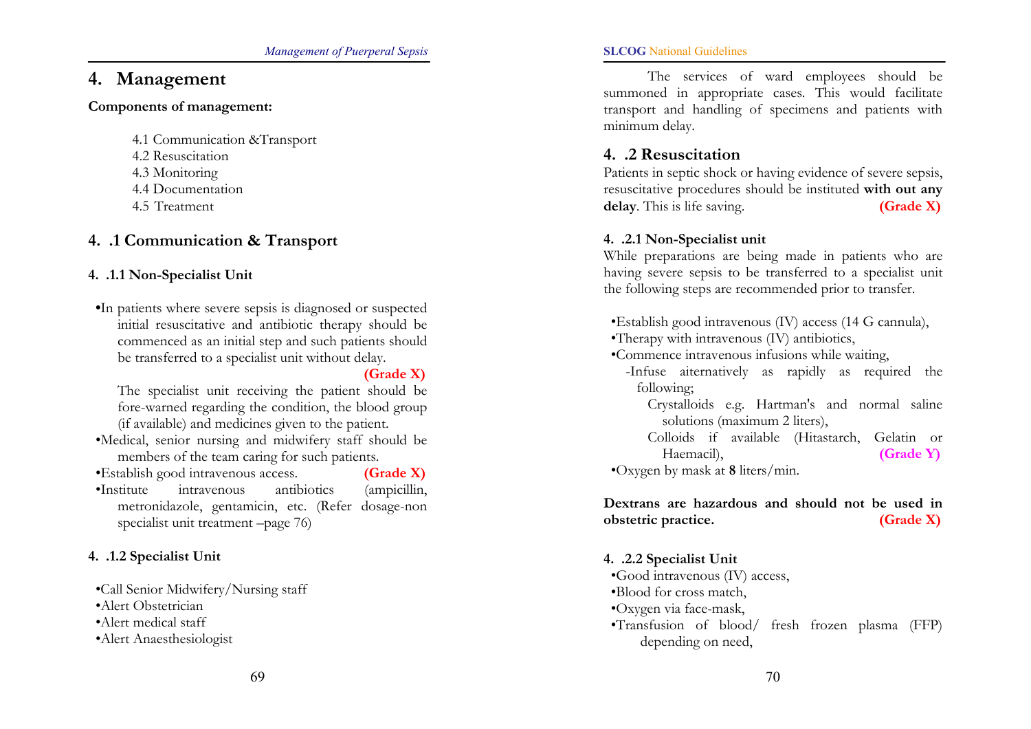# 4. Management

**Components of management:**

4.1 Communication &Transport
4.2 Resuscitation
4.3 Monitoring
4.4 Documentation
4.5 Treatment

## 4. .1 Communication & Transport

### 4. .1.1 Non-Specialist Unit

- In patients where severe sepsis is diagnosed or suspected initial resuscitative and antibiotic therapy should be commenced as an initial step and such patients should be transferred to a specialist unit without delay. **(Grade X)**

  The specialist unit receiving the patient should be fore-warned regarding the condition, the blood group (if available) and medicines given to the patient.
- Medical, senior nursing and midwifery staff should be members of the team caring for such patients.
- Establish good intravenous access. **(Grade X)**
- Institute intravenous antibiotics (ampicillin, metronidazole, gentamicin, etc. (Refer dosage-non specialist unit treatment –page 76)

### 4. .1.2 Specialist Unit

- Call Senior Midwifery/Nursing staff
- Alert Obstetrician
- Alert medical staff
- Alert Anaesthesiologist

The services of ward employees should be summoned in appropriate cases. This would facilitate transport and handling of specimens and patients with minimum delay.

## 4. .2 Resuscitation

Patients in septic shock or having evidence of severe sepsis, resuscitative procedures should be instituted **with out any delay**. This is life saving. **(Grade X)**

### 4. .2.1 Non-Specialist unit

While preparations are being made in patients who are having severe sepsis to be transferred to a specialist unit the following steps are recommended prior to transfer.

- Establish good intravenous (IV) access (14 G cannula),
- Therapy with intravenous (IV) antibiotics,
- Commence intravenous infusions while waiting,
  - Infuse aiternatively as rapidly as required the following;
    - Crystalloids e.g. Hartman's and normal saline solutions (maximum 2 liters),
    - Colloids if available (Hitastarch, Gelatin or Haemacil), **(Grade Y)**
- Oxygen by mask at **8** liters/min.

**Dextrans are hazardous and should not be used in obstetric practice. (Grade X)**

### 4. .2.2 Specialist Unit

- Good intravenous (IV) access,
- Blood for cross match,
- Oxygen via face-mask,
- Transfusion of blood/ fresh frozen plasma (FFP) depending on need,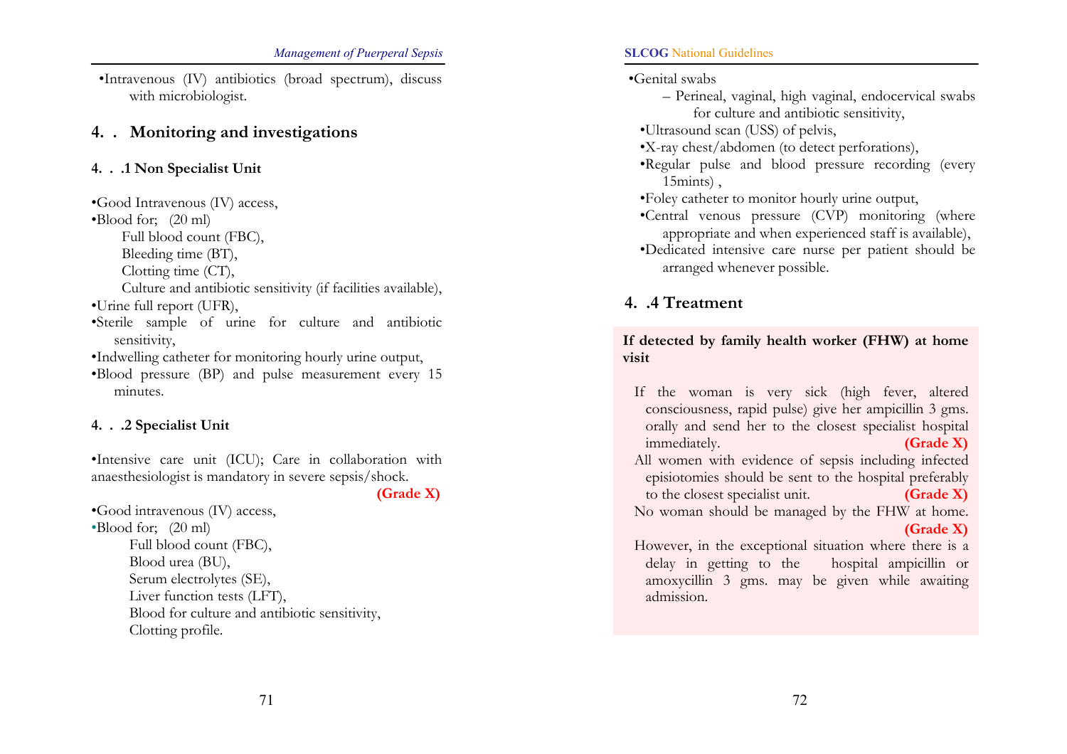- Intravenous (IV) antibiotics (broad spectrum), discuss with microbiologist.

## 4. . Monitoring and investigations

### 4. . .1 Non Specialist Unit

- Good Intravenous (IV) access,
- Blood for; (20 ml)
  - Full blood count (FBC),
  - Bleeding time (BT),
  - Clotting time (CT),
  - Culture and antibiotic sensitivity (if facilities available),
- Urine full report (UFR),
- Sterile sample of urine for culture and antibiotic sensitivity,
- Indwelling catheter for monitoring hourly urine output,
- Blood pressure (BP) and pulse measurement every 15 minutes.

### 4. . .2 Specialist Unit

- Intensive care unit (ICU); Care in collaboration with anaesthesiologist is mandatory in severe sepsis/shock. **(Grade X)**
- Good intravenous (IV) access,
- Blood for; (20 ml)
  - Full blood count (FBC),
  - Blood urea (BU),
  - Serum electrolytes (SE),
  - Liver function tests (LFT),
  - Blood for culture and antibiotic sensitivity,
  - Clotting profile.
- Genital swabs
  - Perineal, vaginal, high vaginal, endocervical swabs for culture and antibiotic sensitivity,
- Ultrasound scan (USS) of pelvis,
- X-ray chest/abdomen (to detect perforations),
- Regular pulse and blood pressure recording (every 15mints) ,
- Foley catheter to monitor hourly urine output,
- Central venous pressure (CVP) monitoring (where appropriate and when experienced staff is available),
- Dedicated intensive care nurse per patient should be arranged whenever possible.

## 4. .4 Treatment

**If detected by family health worker (FHW) at home visit**

If the woman is very sick (high fever, altered consciousness, rapid pulse) give her ampicillin 3 gms. orally and send her to the closest specialist hospital immediately. **(Grade X)**

All women with evidence of sepsis including infected episiotomies should be sent to the hospital preferably to the closest specialist unit. **(Grade X)**

No woman should be managed by the FHW at home. **(Grade X)**

However, in the exceptional situation where there is a delay in getting to the hospital ampicillin or amoxycillin 3 gms. may be given while awaiting admission.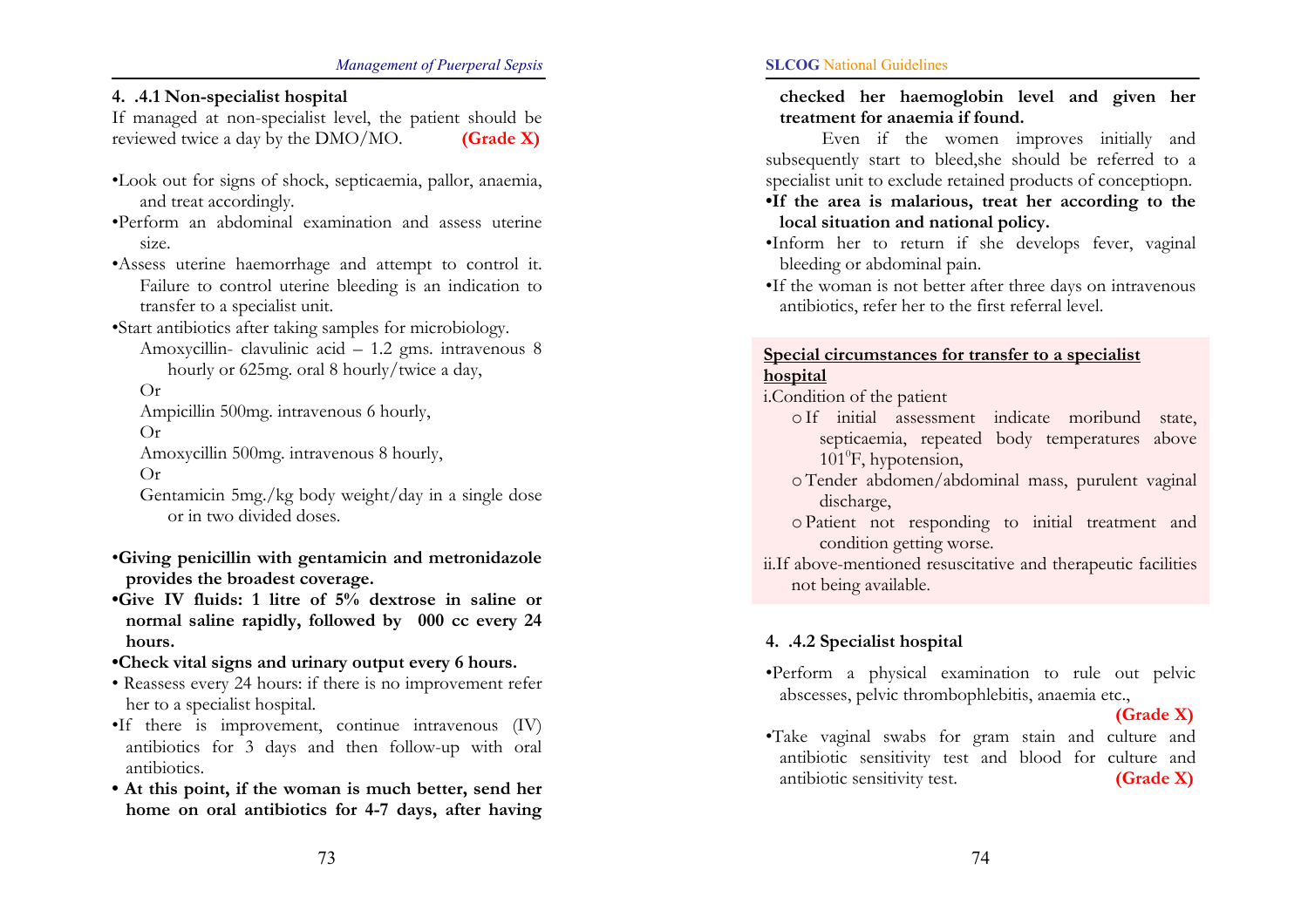### 4. .4.1 Non-specialist hospital

If managed at non-specialist level, the patient should be reviewed twice a day by the DMO/MO. **(Grade X)**

- Look out for signs of shock, septicaemia, pallor, anaemia, and treat accordingly.
- Perform an abdominal examination and assess uterine size.
- Assess uterine haemorrhage and attempt to control it. Failure to control uterine bleeding is an indication to transfer to a specialist unit.
- Start antibiotics after taking samples for microbiology.

  Amoxycillin- clavulinic acid – 1.2 gms. intravenous 8 hourly or 625mg. oral 8 hourly/twice a day,

  Or

  Ampicillin 500mg. intravenous 6 hourly,

  Or

  Amoxycillin 500mg. intravenous 8 hourly,

  Or

  Gentamicin 5mg./kg body weight/day in a single dose or in two divided doses.

- **Giving penicillin with gentamicin and metronidazole provides the broadest coverage.**
- **Give IV fluids: 1 litre of 5% dextrose in saline or normal saline rapidly, followed by 000 cc every 24 hours.**
- **Check vital signs and urinary output every 6 hours.**
- Reassess every 24 hours: if there is no improvement refer her to a specialist hospital.
- If there is improvement, continue intravenous (IV) antibiotics for 3 days and then follow-up with oral antibiotics.
- **At this point, if the woman is much better, send her home on oral antibiotics for 4-7 days, after having checked her haemoglobin level and given her treatment for anaemia if found.**

  Even if the women improves initially and subsequently start to bleed,she should be referred to a specialist unit to exclude retained products of conceptiopn.
- **If the area is malarious, treat her according to the local situation and national policy.**
- Inform her to return if she develops fever, vaginal bleeding or abdominal pain.
- If the woman is not better after three days on intravenous antibiotics, refer her to the first referral level.

**<u>Special circumstances for transfer to a specialist hospital</u>**

i.Condition of the patient

- If initial assessment indicate moribund state, septicaemia, repeated body temperatures above 101$^0$F, hypotension,
- Tender abdomen/abdominal mass, purulent vaginal discharge,
- Patient not responding to initial treatment and condition getting worse.

ii.If above-mentioned resuscitative and therapeutic facilities not being available.

### 4. .4.2 Specialist hospital

- Perform a physical examination to rule out pelvic abscesses, pelvic thrombophlebitis, anaemia etc., **(Grade X)**
- Take vaginal swabs for gram stain and culture and antibiotic sensitivity test and blood for culture and antibiotic sensitivity test. **(Grade X)**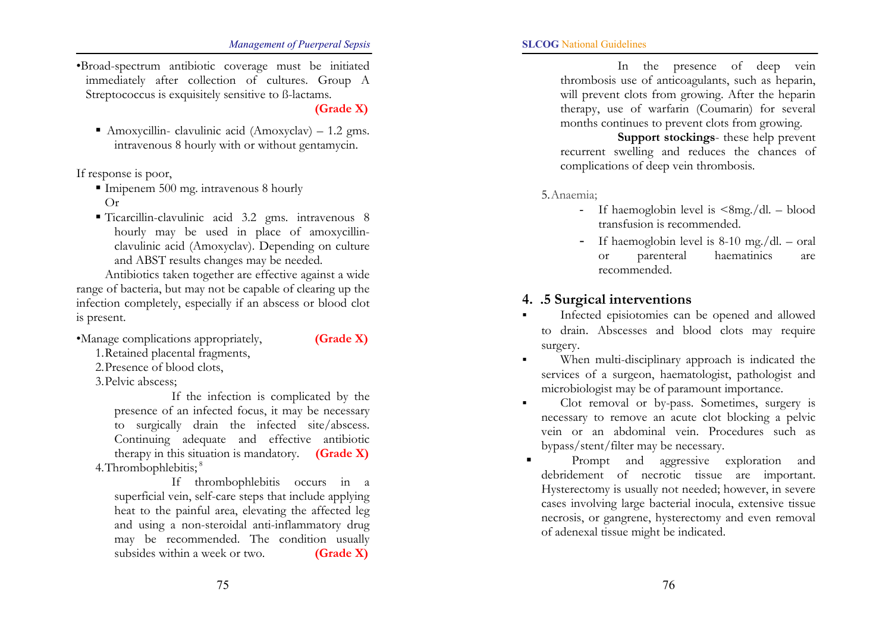- Broad-spectrum antibiotic coverage must be initiated immediately after collection of cultures. Group A Streptococcus is exquisitely sensitive to ß-lactams. **(Grade X)**

  - Amoxycillin- clavulinic acid (Amoxyclav) – 1.2 gms. intravenous 8 hourly with or without gentamycin.

If response is poor,

- Imipenem 500 mg. intravenous 8 hourly
  Or
- Ticarcillin-clavulinic acid 3.2 gms. intravenous 8 hourly may be used in place of amoxycillin-clavulinic acid (Amoxyclav). Depending on culture and ABST results changes may be needed.

Antibiotics taken together are effective against a wide range of bacteria, but may not be capable of clearing up the infection completely, especially if an abscess or blood clot is present.

- Manage complications appropriately, **(Grade X)**
  1. Retained placental fragments,
  2. Presence of blood clots,
  3. Pelvic abscess;

     If the infection is complicated by the presence of an infected focus, it may be necessary to surgically drain the infected site/abscess. Continuing adequate and effective antibiotic therapy in this situation is mandatory. **(Grade X)**
  4. Thrombophlebitis;[8]

     If thrombophlebitis occurs in a superficial vein, self-care steps that include applying heat to the painful area, elevating the affected leg and using a non-steroidal anti-inflammatory drug may be recommended. The condition usually subsides within a week or two. **(Grade X)**

     In the presence of deep vein thrombosis use of anticoagulants, such as heparin, will prevent clots from growing. After the heparin therapy, use of warfarin (Coumarin) for several months continues to prevent clots from growing.

     **Support stockings**- these help prevent recurrent swelling and reduces the chances of complications of deep vein thrombosis.

  5. Anaemia;
     - If haemoglobin level is <8mg./dl. – blood transfusion is recommended.
     - If haemoglobin level is 8-10 mg./dl. – oral or parenteral haematinics are recommended.

## 4. .5 Surgical interventions

- Infected episiotomies can be opened and allowed to drain. Abscesses and blood clots may require surgery.
- When multi-disciplinary approach is indicated the services of a surgeon, haematologist, pathologist and microbiologist may be of paramount importance.
- Clot removal or by-pass. Sometimes, surgery is necessary to remove an acute clot blocking a pelvic vein or an abdominal vein. Procedures such as bypass/stent/filter may be necessary.
- Prompt and aggressive exploration and debridement of necrotic tissue are important. Hysterectomy is usually not needed; however, in severe cases involving large bacterial inocula, extensive tissue necrosis, or gangrene, hysterectomy and even removal of adenexal tissue might be indicated.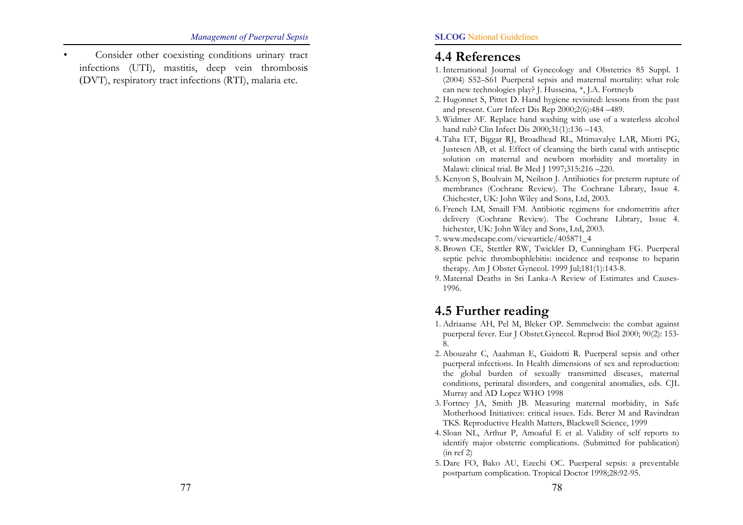- Consider other coexisting conditions urinary tract infections (UTI), mastitis, deep vein thrombosis (DVT), respiratory tract infections (RTI), malaria etc.

## 4.4 References

1. International Journal of Gynecology and Obstetrics 85 Suppl. 1 (2004) S52–S61 Puerperal sepsis and maternal mortality: what role can new technologies play? J. Husseina, *, J.A. Fortneyb
2. Hugonnet S, Pittet D. Hand hygiene revisited: lessons from the past and present. Curr Infect Dis Rep 2000;2(6):484 –489.
3. Widmer AF. Replace hand washing with use of a waterless alcohol hand rub? Clin Infect Dis 2000;31(1):136 –143.
4. Taha ET, Biggar RJ, Broadhead RL, Mtimavalye LAR, Miotti PG, Justesen AB, et al. Effect of cleansing the birth canal with antiseptic solution on maternal and newborn morbidity and mortality in Malawi: clinical trial. Br Med J 1997;315:216 –220.
5. Kenyon S, Boulvain M, Neilson J. Antibiotics for preterm rupture of membranes (Cochrane Review). The Cochrane Library, Issue 4. Chichester, UK: John Wiley and Sons, Ltd, 2003.
6. French LM, Smaill FM. Antibiotic regimens for endometritis after delivery (Cochrane Review). The Cochrane Library, Issue 4. hichester, UK: John Wiley and Sons, Ltd, 2003.
7. www.medscape.com/viewarticle/405871_4
8. Brown CE, Stettler RW, Twickler D, Cunningham FG. Puerperal septic pelvic thrombophlebitis: incidence and response to heparin therapy. Am J Obstet Gynecol. 1999 Jul;181(1):143-8.
9. Maternal Deaths in Sri Lanka-A Review of Estimates and Causes-1996.

## 4.5 Further reading

1. Adriaanse AH, Pel M, Bleker OP. Semmelweis: the combat against puerperal fever. Eur J Obstet.Gynecol. Reprod Biol 2000; 90(2): 153-8.
2. Abouzahr C, Aaahman E, Guidotti R. Puerperal sepsis and other puerperal infections. In Health dimensions of sex and reproduction: the global burden of sexually transmitted diseases, maternal conditions, perinatal disorders, and congenital anomalies, eds. CJL Murray and AD Lopez WHO 1998
3. Fortney JA, Smith JB. Measuring maternal morbidity, in Safe Motherhood Initiatives: critical issues. Eds. Berer M and Ravindran TKS. Reproductive Health Matters, Blackwell Science, 1999
4. Sloan NL, Arthur P, Amoaful E et al. Validity of self reports to identify major obstetric complications. (Submitted for publication) (in ref 2)
5. Dare FO, Bako AU, Ezechi OC. Puerperal sepsis: a preventable postpartum complication. Tropical Doctor 1998;28:92-95.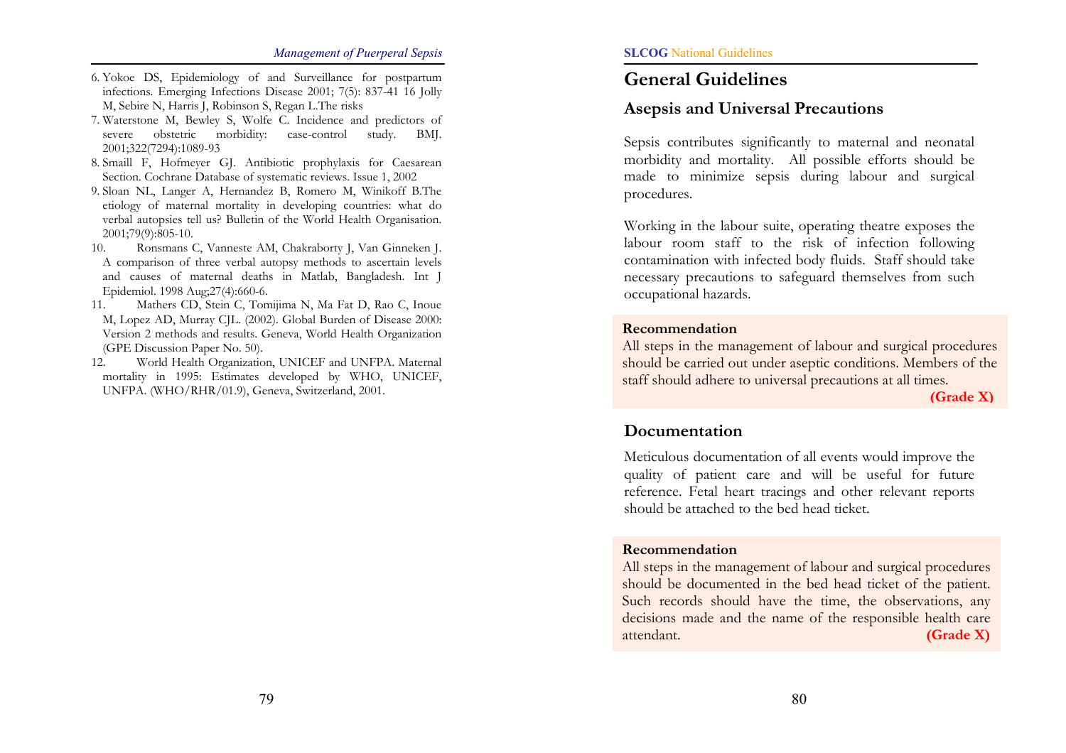6. Yokoe DS, Epidemiology of and Surveillance for postpartum infections. Emerging Infections Disease 2001; 7(5): 837-41 16 Jolly M, Sebire N, Harris J, Robinson S, Regan L.The risks
7. Waterstone M, Bewley S, Wolfe C. Incidence and predictors of severe obstetric morbidity: case-control study. BMJ. 2001;322(7294):1089-93
8. Smaill F, Hofmeyer GJ. Antibiotic prophylaxis for Caesarean Section. Cochrane Database of systematic reviews. Issue 1, 2002
9. Sloan NL, Langer A, Hernandez B, Romero M, Winikoff B.The etiology of maternal mortality in developing countries: what do verbal autopsies tell us? Bulletin of the World Health Organisation. 2001;79(9):805-10.
10. Ronsmans C, Vanneste AM, Chakraborty J, Van Ginneken J. A comparison of three verbal autopsy methods to ascertain levels and causes of maternal deaths in Matlab, Bangladesh. Int J Epidemiol. 1998 Aug;27(4):660-6.
11. Mathers CD, Stein C, Tomijima N, Ma Fat D, Rao C, Inoue M, Lopez AD, Murray CJL. (2002). Global Burden of Disease 2000: Version 2 methods and results. Geneva, World Health Organization (GPE Discussion Paper No. 50).
12. World Health Organization, UNICEF and UNFPA. Maternal mortality in 1995: Estimates developed by WHO, UNICEF, UNFPA. (WHO/RHR/01.9), Geneva, Switzerland, 2001.

# General Guidelines

## Asepsis and Universal Precautions

Sepsis contributes significantly to maternal and neonatal morbidity and mortality. All possible efforts should be made to minimize sepsis during labour and surgical procedures.

Working in the labour suite, operating theatre exposes the labour room staff to the risk of infection following contamination with infected body fluids. Staff should take necessary precautions to safeguard themselves from such occupational hazards.

**Recommendation**

All steps in the management of labour and surgical procedures should be carried out under aseptic conditions. Members of the staff should adhere to universal precautions at all times. **(Grade X)**

## Documentation

Meticulous documentation of all events would improve the quality of patient care and will be useful for future reference. Fetal heart tracings and other relevant reports should be attached to the bed head ticket.

**Recommendation**

All steps in the management of labour and surgical procedures should be documented in the bed head ticket of the patient. Such records should have the time, the observations, any decisions made and the name of the responsible health care attendant. **(Grade X)**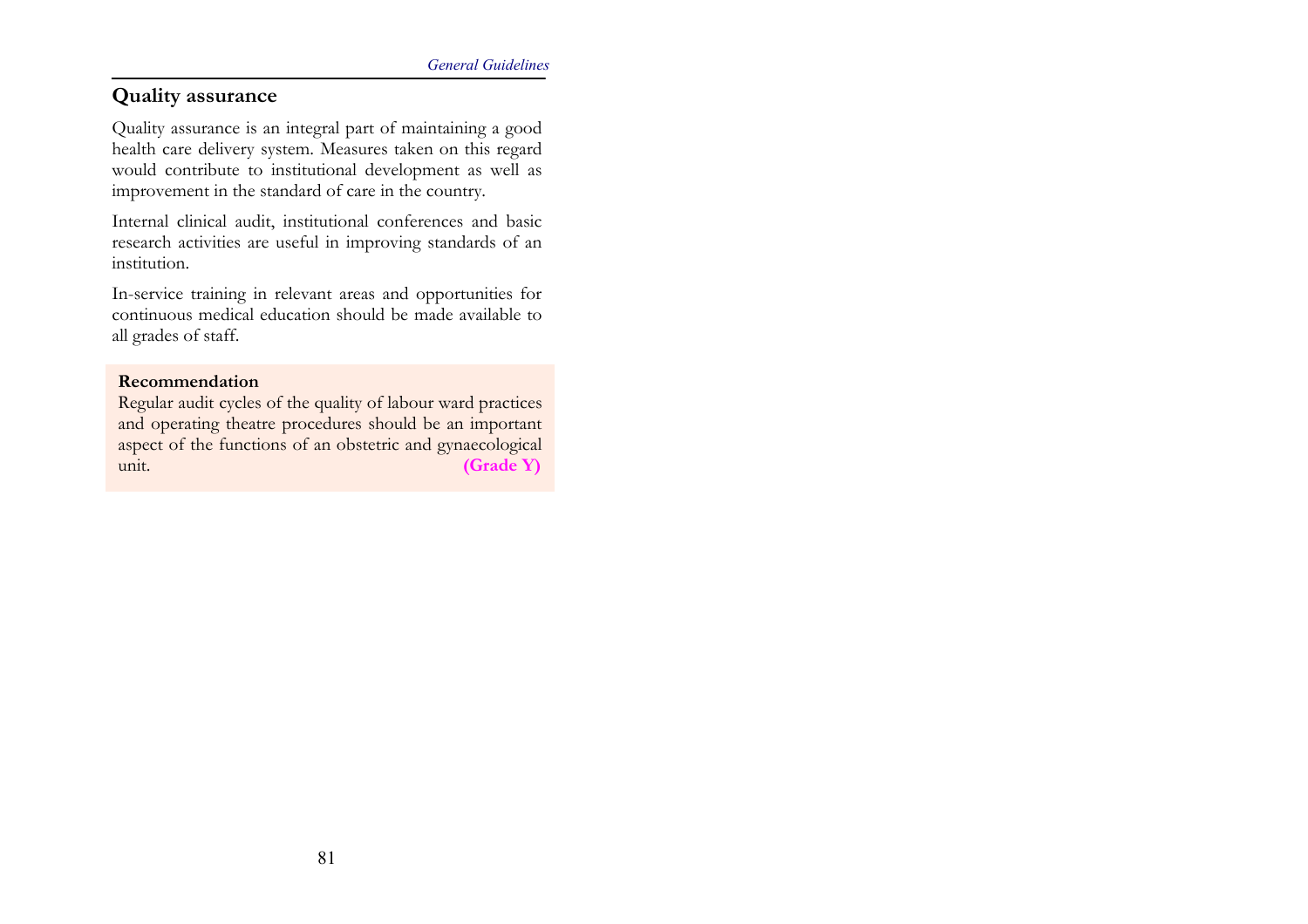## Quality assurance

Quality assurance is an integral part of maintaining a good health care delivery system. Measures taken on this regard would contribute to institutional development as well as improvement in the standard of care in the country.

Internal clinical audit, institutional conferences and basic research activities are useful in improving standards of an institution.

In-service training in relevant areas and opportunities for continuous medical education should be made available to all grades of staff.

**Recommendation**

Regular audit cycles of the quality of labour ward practices and operating theatre procedures should be an important aspect of the functions of an obstetric and gynaecological unit. **(Grade Y)**